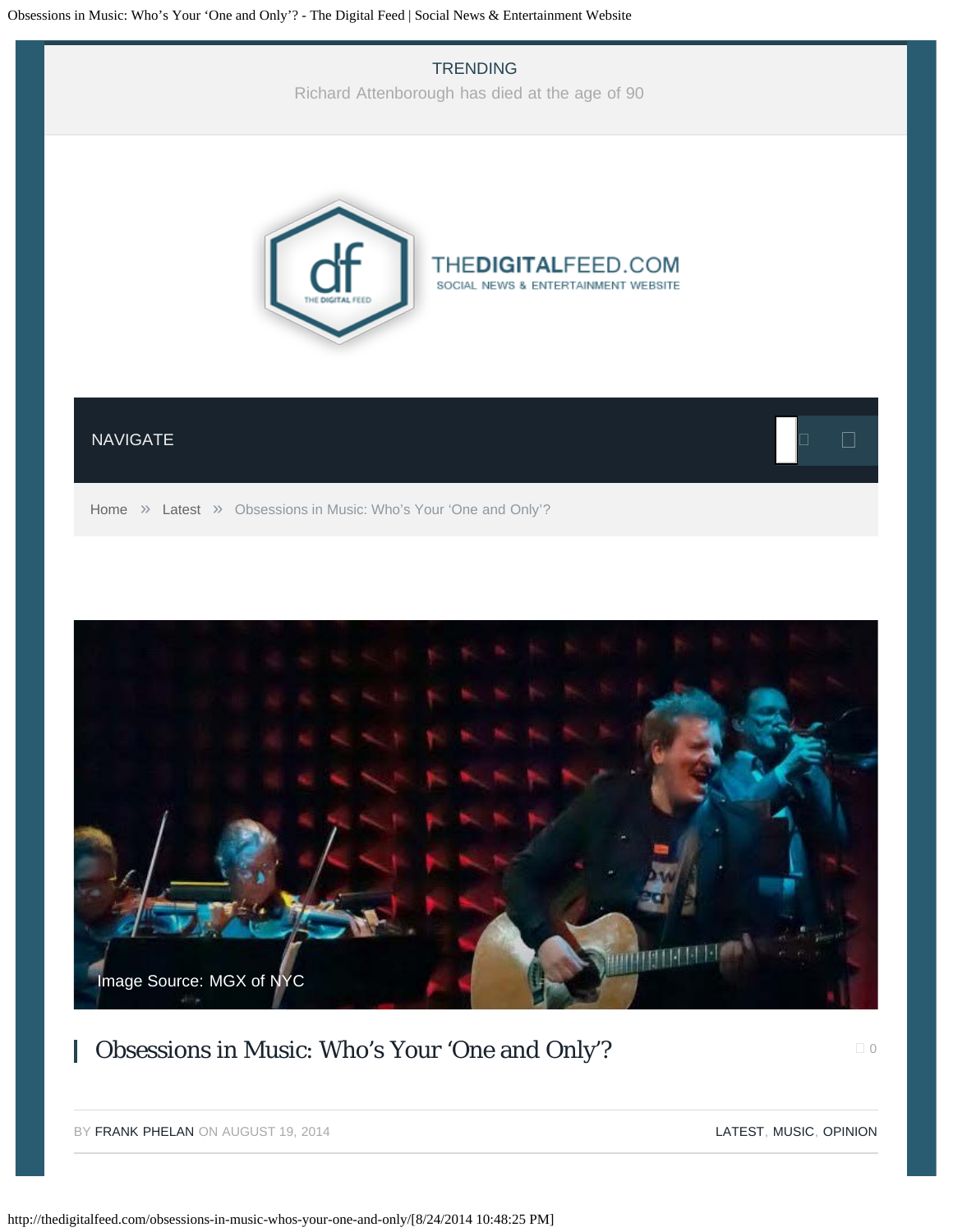TRENDING

Richard Attenborough has died at the age of 90

THEDIGITALFEED.COM

SOCIAL NEWS & ENTERTAINMENT WEBSITE

NAVIGATE

Home » Latest » Obsessions in Music: Who's Your 'One and Only'?

Image Source: MGX of NYC

# Obsessions in Music: Who's Your 'One and Only'?

0

BY FRANK PHELAN ON AUGUST 19, 2014

LATEST, MUSIC, OPINION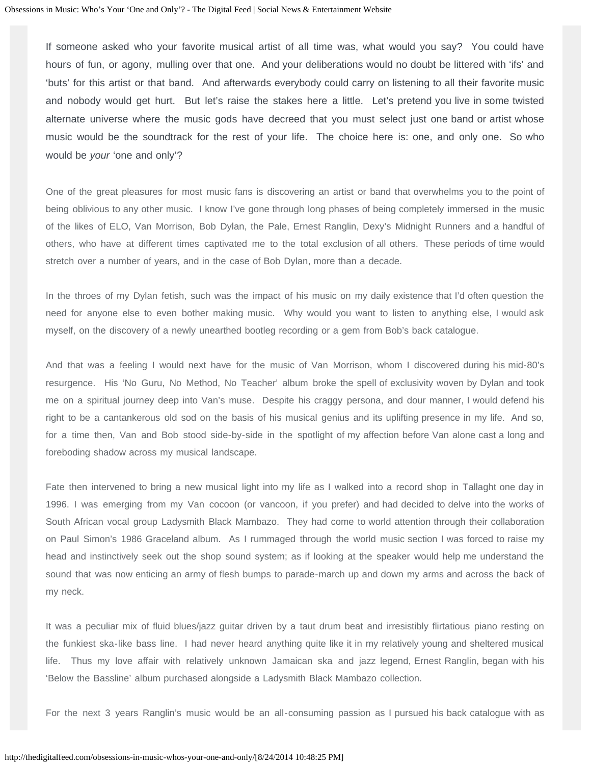If someone asked who your favorite musical artist of all time was, what would you say? You could have hours of fun, or agony, mulling over that one. And your deliberations would no doubt be littered with 'ifs' and 'buts' for this artist or that band. And afterwards everybody could carry on listening to all their favorite music and nobody would get hurt. But let's raise the stakes here a little. Let's pretend you live in some twisted alternate universe where the music gods have decreed that you must select just one band or artist whose music would be the soundtrack for the rest of your life. The choice here is: one, and only one. So who would be *your* 'one and only'?

One of the great pleasures for most music fans is discovering an artist or band that overwhelms you to the point of being oblivious to any other music. I know I've gone through long phases of being completely immersed in the music of the likes of ELO, Van Morrison, Bob Dylan, the Pale, Ernest Ranglin, Dexy's Midnight Runners and a handful of others, who have at different times captivated me to the total exclusion of all others. These periods of time would stretch over a number of years, and in the case of Bob Dylan, more than a decade.

In the throes of my Dylan fetish, such was the impact of his music on my daily existence that I'd often question the need for anyone else to even bother making music. Why would you want to listen to anything else, I would ask myself, on the discovery of a newly unearthed bootleg recording or a gem from Bob's back catalogue.

And that was a feeling I would next have for the music of Van Morrison, whom I discovered during his mid-80's resurgence. His 'No Guru, No Method, No Teacher' album broke the spell of exclusivity woven by Dylan and took me on a spiritual journey deep into Van's muse. Despite his craggy persona, and dour manner, I would defend his right to be a cantankerous old sod on the basis of his musical genius and its uplifting presence in my life. And so, for a time then, Van and Bob stood side-by-side in the spotlight of my affection before Van alone cast a long and foreboding shadow across my musical landscape.

Fate then intervened to bring a new musical light into my life as I walked into a record shop in Tallaght one day in 1996. I was emerging from my Van cocoon (or vancoon, if you prefer) and had decided to delve into the works of South African vocal group Ladysmith Black Mambazo. They had come to world attention through their collaboration on Paul Simon's 1986 Graceland album. As I rummaged through the world music section I was forced to raise my head and instinctively seek out the shop sound system; as if looking at the speaker would help me understand the sound that was now enticing an army of flesh bumps to parade-march up and down my arms and across the back of my neck.

It was a peculiar mix of fluid blues/jazz guitar driven by a taut drum beat and irresistibly flirtatious piano resting on the funkiest ska-like bass line. I had never heard anything quite like it in my relatively young and sheltered musical life. Thus my love affair with relatively unknown Jamaican ska and jazz legend, Ernest Ranglin, began with his 'Below the Bassline' album purchased alongside a Ladysmith Black Mambazo collection.

For the next 3 years Ranglin's music would be an all-consuming passion as I pursued his back catalogue with as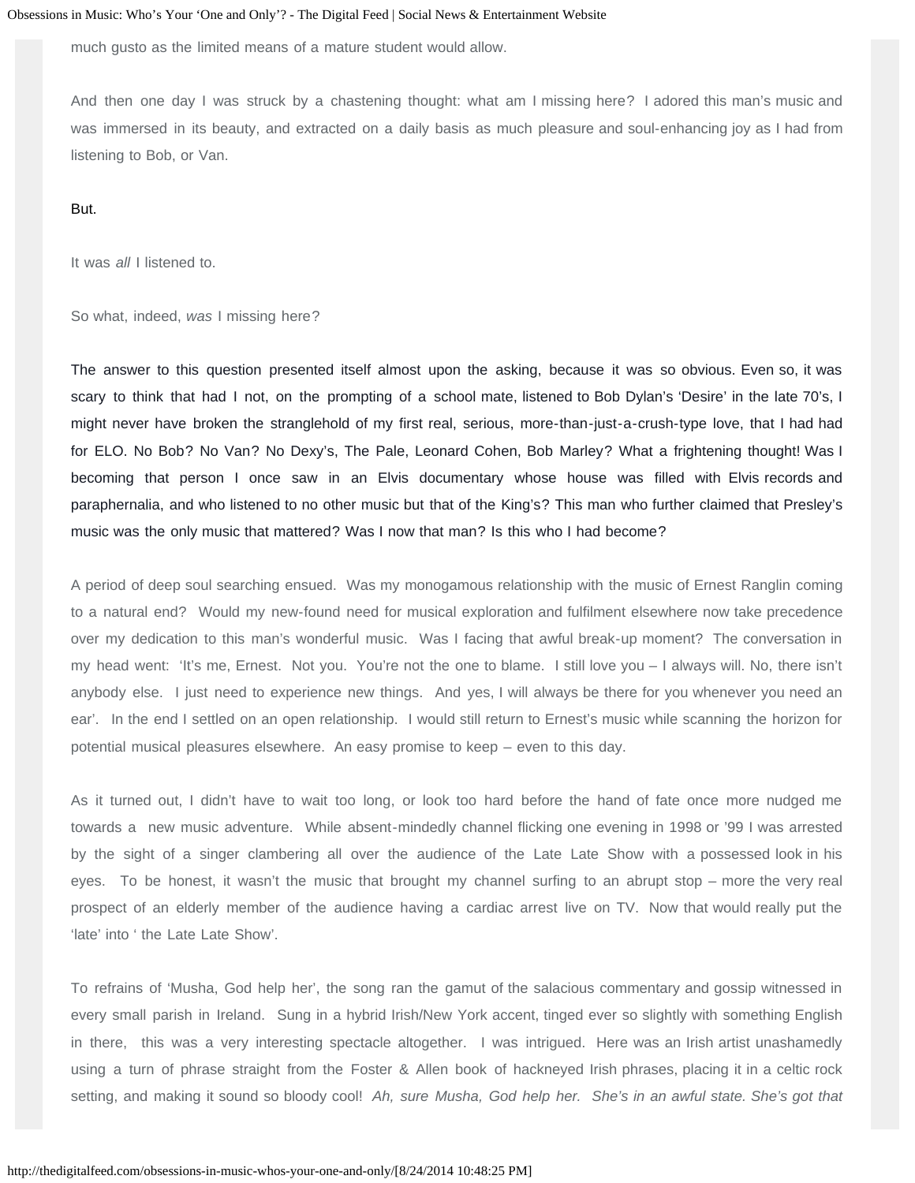much gusto as the limited means of a mature student would allow.

And then one day I was struck by a chastening thought: what am I missing here? I adored this man's music and was immersed in its beauty, and extracted on a daily basis as much pleasure and soul-enhancing joy as I had from listening to Bob, or Van.

But.

It was *all* I listened to.

So what, indeed, *was* I missing here?

The answer to this question presented itself almost upon the asking, because it was so obvious. Even so, it was scary to think that had I not, on the prompting of a school mate, listened to Bob Dylan's 'Desire' in the late 70's, I might never have broken the stranglehold of my first real, serious, more-than-just-a-crush-type love, that I had had for ELO. No Bob? No Van? No Dexy's, The Pale, Leonard Cohen, Bob Marley? What a frightening thought! Was I becoming that person I once saw in an Elvis documentary whose house was filled with Elvis records and paraphernalia, and who listened to no other music but that of the King's? This man who further claimed that Presley's music was the only music that mattered? Was I now that man? Is this who I had become?

A period of deep soul searching ensued. Was my monogamous relationship with the music of Ernest Ranglin coming to a natural end? Would my new-found need for musical exploration and fulfilment elsewhere now take precedence over my dedication to this man's wonderful music. Was I facing that awful break-up moment? The conversation in my head went: 'It's me, Ernest. Not you. You're not the one to blame. I still love you – I always will. No, there isn't anybody else. I just need to experience new things. And yes, I will always be there for you whenever you need an ear'. In the end I settled on an open relationship. I would still return to Ernest's music while scanning the horizon for potential musical pleasures elsewhere. An easy promise to keep – even to this day.

As it turned out, I didn't have to wait too long, or look too hard before the hand of fate once more nudged me towards a new music adventure. While absent-mindedly channel flicking one evening in 1998 or '99 I was arrested by the sight of a singer clambering all over the audience of the Late Late Show with a possessed look in his eyes. To be honest, it wasn't the music that brought my channel surfing to an abrupt stop – more the very real prospect of an elderly member of the audience having a cardiac arrest live on TV. Now that would really put the 'late' into ' the Late Late Show'.

To refrains of 'Musha, God help her', the song ran the gamut of the salacious commentary and gossip witnessed in every small parish in Ireland. Sung in a hybrid Irish/New York accent, tinged ever so slightly with something English in there, this was a very interesting spectacle altogether. I was intrigued. Here was an Irish artist unashamedly using a turn of phrase straight from the Foster & Allen book of hackneyed Irish phrases, placing it in a celtic rock setting, and making it sound so bloody cool! *Ah, sure Musha, God help her. She's in an awful state. She's got that*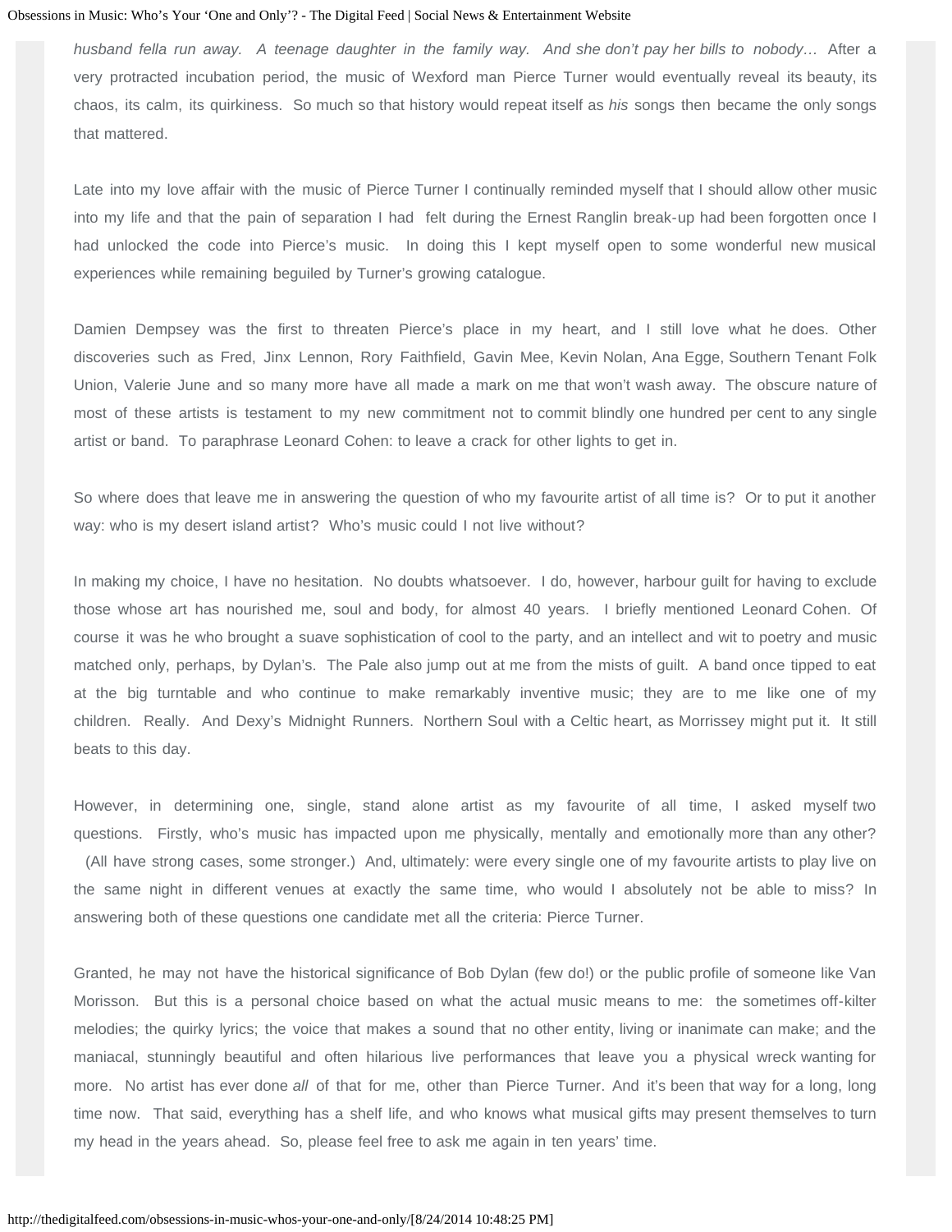*husband fella run away. A teenage daughter in the family way. And she don't pay her bills to nobody*… After a very protracted incubation period, the music of Wexford man Pierce Turner would eventually reveal its beauty, its chaos, its calm, its quirkiness. So much so that history would repeat itself as *his* songs then became the only songs that mattered.

Late into my love affair with the music of Pierce Turner I continually reminded myself that I should allow other music into my life and that the pain of separation I had felt during the Ernest Ranglin break-up had been forgotten once I had unlocked the code into Pierce's music. In doing this I kept myself open to some wonderful new musical experiences while remaining beguiled by Turner's growing catalogue.

Damien Dempsey was the first to threaten Pierce's place in my heart, and I still love what he does. Other discoveries such as Fred, Jinx Lennon, Rory Faithfield, Gavin Mee, Kevin Nolan, Ana Egge, Southern Tenant Folk Union, Valerie June and so many more have all made a mark on me that won't wash away. The obscure nature of most of these artists is testament to my new commitment not to commit blindly one hundred per cent to any single artist or band. To paraphrase Leonard Cohen: to leave a crack for other lights to get in.

So where does that leave me in answering the question of who my favourite artist of all time is? Or to put it another way: who is my desert island artist? Who's music could I not live without?

In making my choice, I have no hesitation. No doubts whatsoever. I do, however, harbour guilt for having to exclude those whose art has nourished me, soul and body, for almost 40 years. I briefly mentioned Leonard Cohen. Of course it was he who brought a suave sophistication of cool to the party, and an intellect and wit to poetry and music matched only, perhaps, by Dylan's. The Pale also jump out at me from the mists of guilt. A band once tipped to eat at the big turntable and who continue to make remarkably inventive music; they are to me like one of my children. Really. And Dexy's Midnight Runners. Northern Soul with a Celtic heart, as Morrissey might put it. It still beats to this day.

However, in determining one, single, stand alone artist as my favourite of all time, I asked myself two questions. Firstly, who's music has impacted upon me physically, mentally and emotionally more than any other? (All have strong cases, some stronger.) And, ultimately: were every single one of my favourite artists to play live on the same night in different venues at exactly the same time, who would I absolutely not be able to miss? In answering both of these questions one candidate met all the criteria: Pierce Turner.

Granted, he may not have the historical significance of Bob Dylan (few do!) or the public profile of someone like Van Morisson. But this is a personal choice based on what the actual music means to me: the sometimes off-kilter melodies; the quirky lyrics; the voice that makes a sound that no other entity, living or inanimate can make; and the maniacal, stunningly beautiful and often hilarious live performances that leave you a physical wreck wanting for more. No artist has ever done *all* of that for me, other than Pierce Turner. And it's been that way for a long, long time now. That said, everything has a shelf life, and who knows what musical gifts may present themselves to turn my head in the years ahead. So, please feel free to ask me again in ten years' time.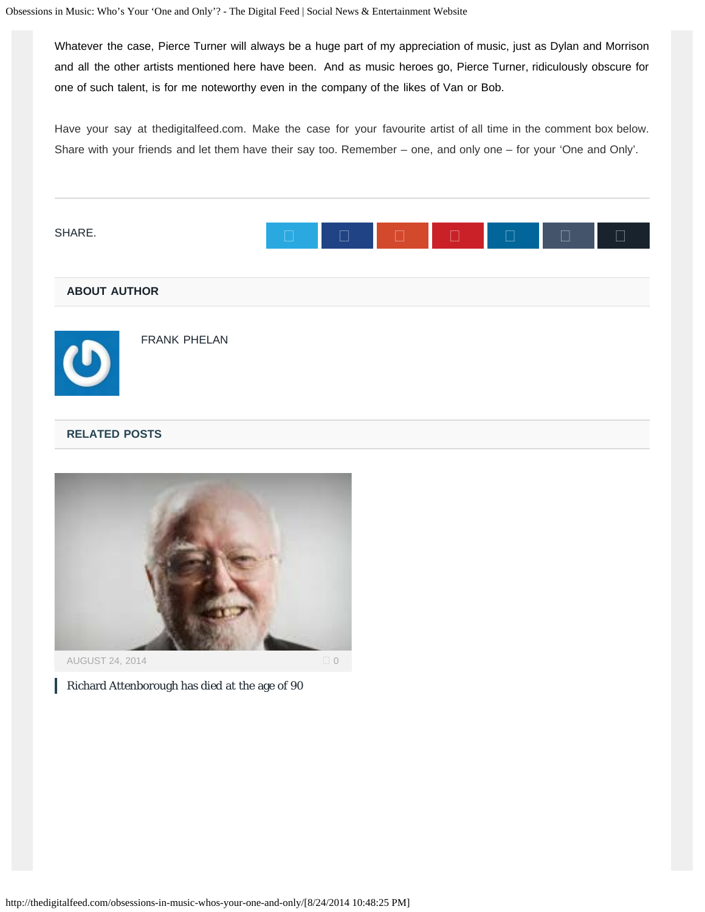Whatever the case, Pierce Turner will always be a huge part of my appreciation of music, just as Dylan and Morrison and all the other artists mentioned here have been.  And as music heroes go, Pierce Turner, ridiculously obscure for one of such talent, is for me noteworthy even in the company of the likes of Van or Bob.

Have your say at thedigitalfeed.com. Make the case for your favourite artist of all time in the comment box below. Share with your friends and let them have their say too. Remember – one, and only one – for your 'One and Only'.

SHARE.

## ABOUT AUTHOR

FRANK PHELAN

## RELATED POSTS

AUGUST 24, 2014 0

Richard Attenborough has died at the age of 90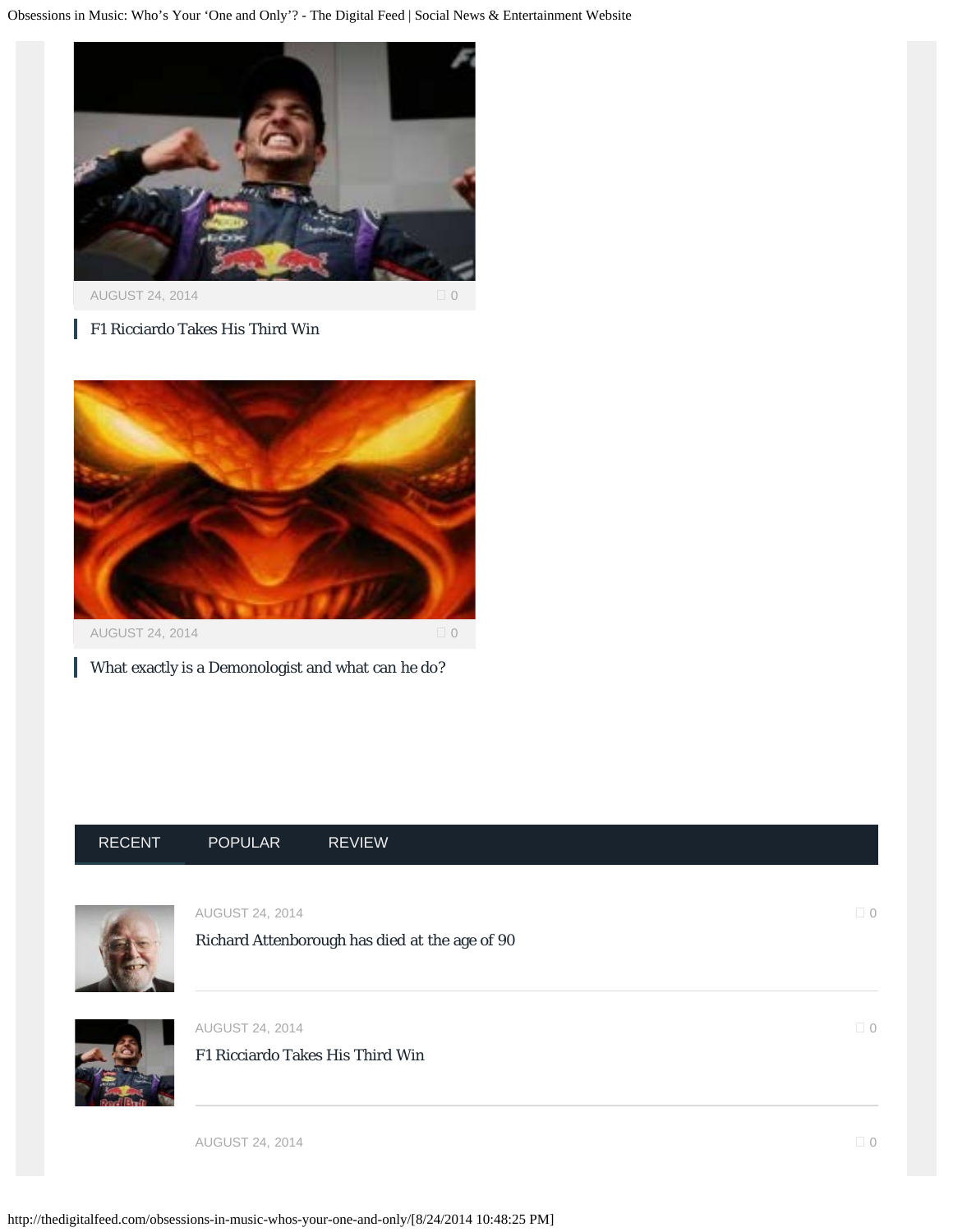AUGUST 24, 2014 0

F1 Ricciardo Takes His Third Win

AUGUST 24, 2014 0

What exactly is a Demonologist and what can he do?

RECENT POPULAR REVIEW

AUGUST 24, 2014 0

Richard Attenborough has died at the age of 90

AUGUST 24, 2014 0

F1 Ricciardo Takes His Third Win

AUGUST 24, 2014 0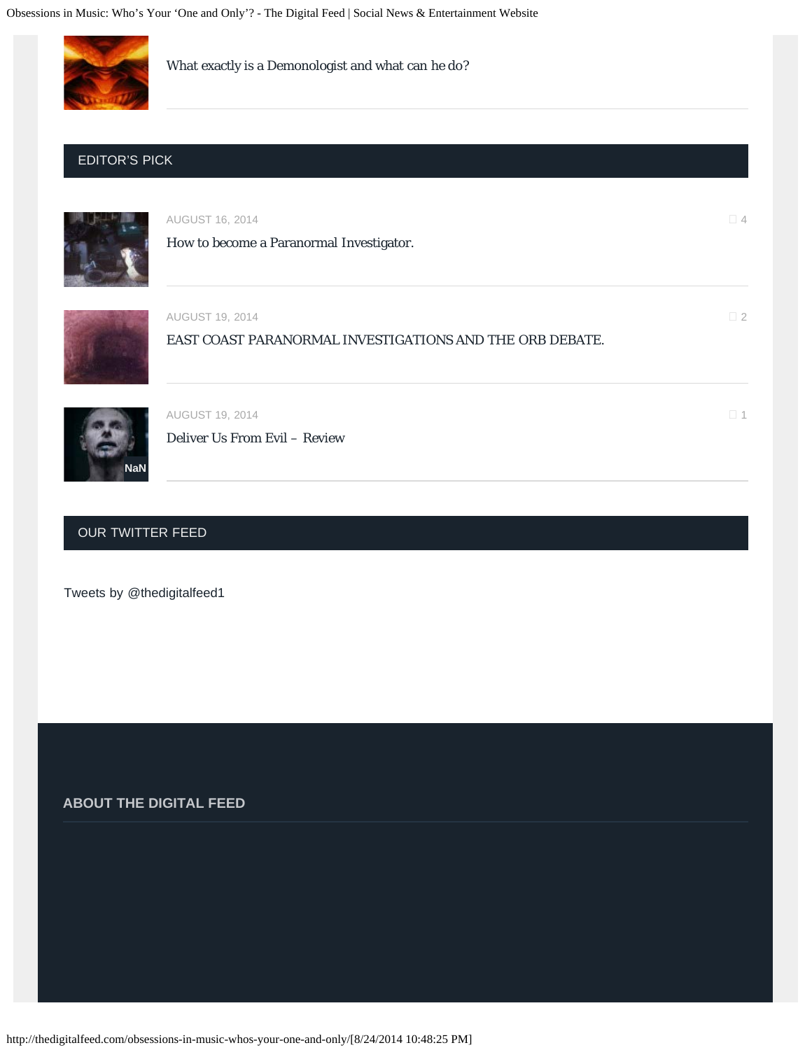What exactly is a Demonologist and what can he do?

## EDITOR'S PICK

AUGUST 16, 2014 4

How to become a Paranormal Investigator.

AUGUST 19, 2014 2

EAST COAST PARANORMAL INVESTIGATIONS AND THE ORB DEBATE.

AUGUST 19, 2014 1

NaN

Deliver Us From Evil – Review

## OUR TWITTER FEED

Tweets by @thedigitalfeed1

## ABOUT THE DIGITAL FEED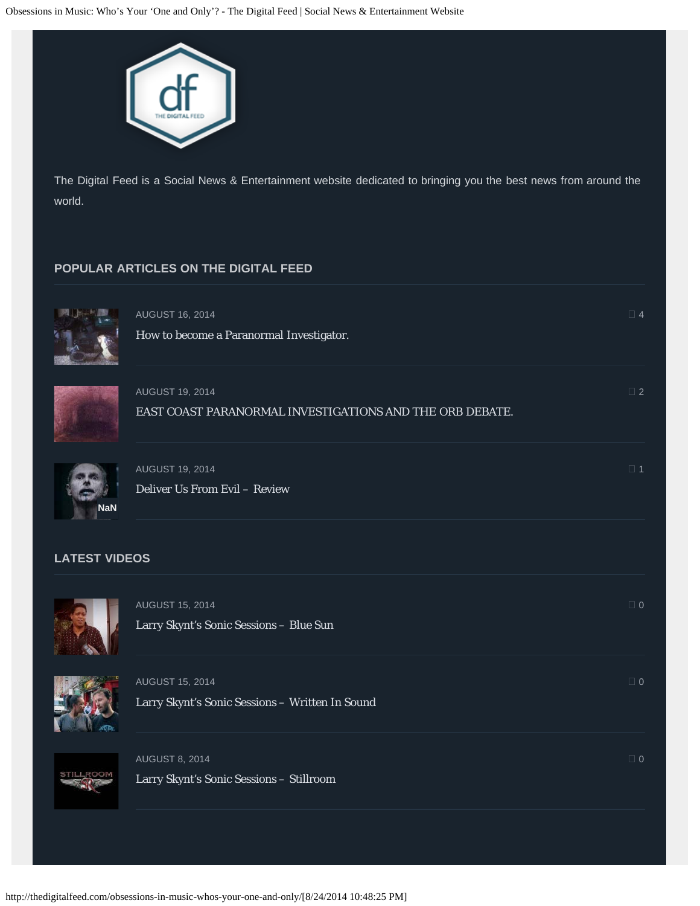The Digital Feed is a Social News & Entertainment website dedicated to bringing you the best news from around the world.

## POPULAR ARTICLES ON THE DIGITAL FEED

AUGUST 16, 2014 4

How to become a Paranormal Investigator.

AUGUST 19, 2014 2

EAST COAST PARANORMAL INVESTIGATIONS AND THE ORB DEBATE.

AUGUST 19, 2014 1

NaN

Deliver Us From Evil – Review

## LATEST VIDEOS

AUGUST 15, 2014 0

Larry Skynt's Sonic Sessions – Blue Sun

AUGUST 15, 2014 0

Larry Skynt's Sonic Sessions – Written In Sound

AUGUST 8, 2014 0

Larry Skynt's Sonic Sessions – Stillroom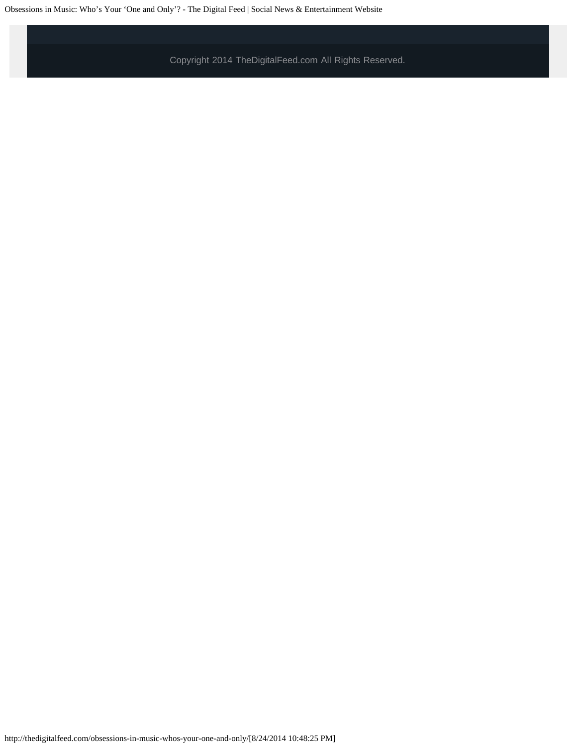Copyright 2014 TheDigitalFeed.com All Rights Reserved.